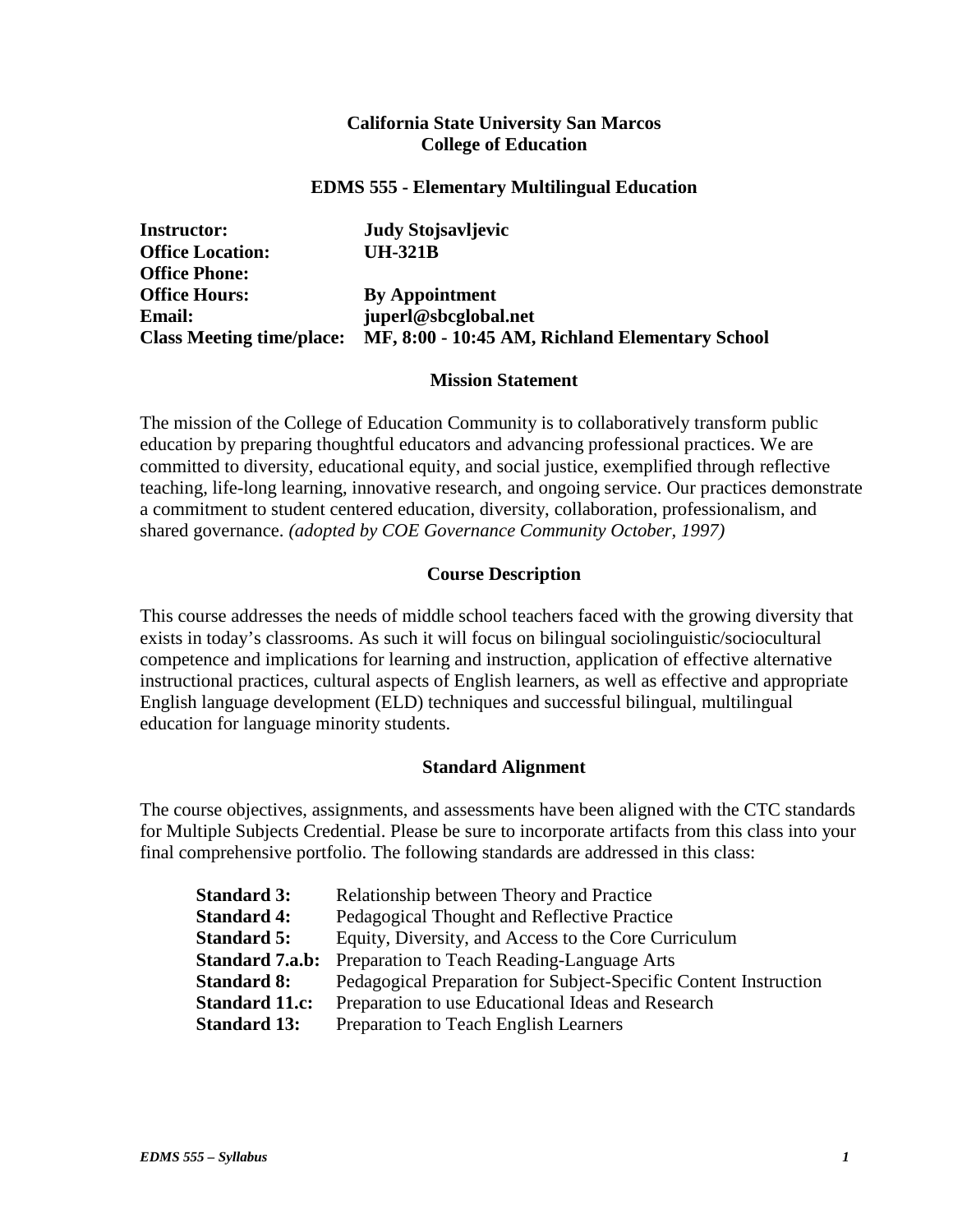**California State University San Marcos**
**College of Education**

# EDMS 555 - Elementary Multilingual Education

**Instructor:** **Judy Stojsavljevic**
**Office Location:** **UH-321B**
**Office Phone:**
**Office Hours:** **By Appointment**
**Email:** **juperl@sbcglobal.net**
**Class Meeting time/place:** **MF, 8:00 - 10:45 AM, Richland Elementary School**

## Mission Statement

The mission of the College of Education Community is to collaboratively transform public education by preparing thoughtful educators and advancing professional practices. We are committed to diversity, educational equity, and social justice, exemplified through reflective teaching, life-long learning, innovative research, and ongoing service. Our practices demonstrate a commitment to student centered education, diversity, collaboration, professionalism, and shared governance. *(adopted by COE Governance Community October, 1997)*

## Course Description

This course addresses the needs of middle school teachers faced with the growing diversity that exists in today's classrooms. As such it will focus on bilingual sociolinguistic/sociocultural competence and implications for learning and instruction, application of effective alternative instructional practices, cultural aspects of English learners, as well as effective and appropriate English language development (ELD) techniques and successful bilingual, multilingual education for language minority students.

## Standard Alignment

The course objectives, assignments, and assessments have been aligned with the CTC standards for Multiple Subjects Credential. Please be sure to incorporate artifacts from this class into your final comprehensive portfolio. The following standards are addressed in this class:

**Standard 3:** Relationship between Theory and Practice
**Standard 4:** Pedagogical Thought and Reflective Practice
**Standard 5:** Equity, Diversity, and Access to the Core Curriculum
**Standard 7.a.b:** Preparation to Teach Reading-Language Arts
**Standard 8:** Pedagogical Preparation for Subject-Specific Content Instruction
**Standard 11.c:** Preparation to use Educational Ideas and Research
**Standard 13:** Preparation to Teach English Learners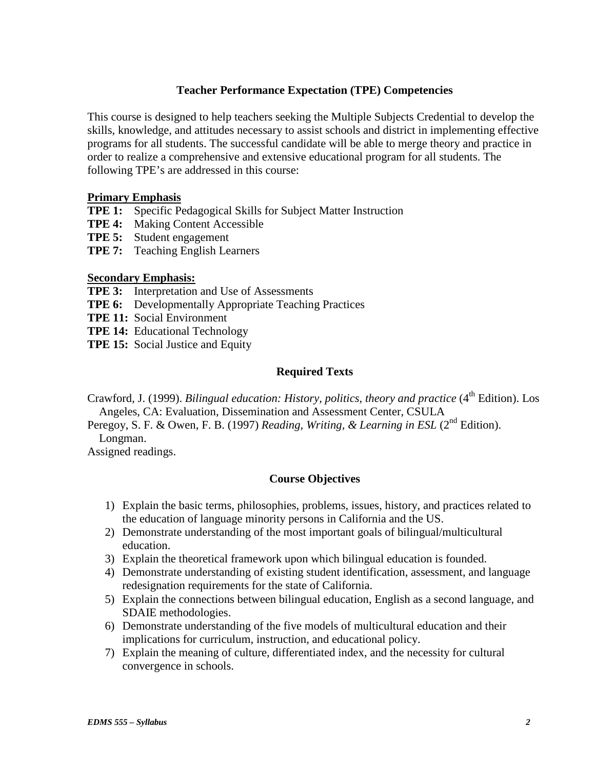## Teacher Performance Expectation (TPE) Competencies

This course is designed to help teachers seeking the Multiple Subjects Credential to develop the skills, knowledge, and attitudes necessary to assist schools and district in implementing effective programs for all students. The successful candidate will be able to merge theory and practice in order to realize a comprehensive and extensive educational program for all students. The following TPE's are addressed in this course:

**Primary Emphasis**

**TPE 1:** Specific Pedagogical Skills for Subject Matter Instruction
**TPE 4:** Making Content Accessible
**TPE 5:** Student engagement
**TPE 7:** Teaching English Learners

**Secondary Emphasis:**

**TPE 3:** Interpretation and Use of Assessments
**TPE 6:** Developmentally Appropriate Teaching Practices
**TPE 11:** Social Environment
**TPE 14:** Educational Technology
**TPE 15:** Social Justice and Equity

## Required Texts

Crawford, J. (1999). *Bilingual education: History, politics, theory and practice* (4th Edition). Los Angeles, CA: Evaluation, Dissemination and Assessment Center, CSULA

Peregoy, S. F. & Owen, F. B. (1997) *Reading, Writing, & Learning in ESL* (2nd Edition). Longman.

Assigned readings.

## Course Objectives

1) Explain the basic terms, philosophies, problems, issues, history, and practices related to the education of language minority persons in California and the US.
2) Demonstrate understanding of the most important goals of bilingual/multicultural education.
3) Explain the theoretical framework upon which bilingual education is founded.
4) Demonstrate understanding of existing student identification, assessment, and language redesignation requirements for the state of California.
5) Explain the connections between bilingual education, English as a second language, and SDAIE methodologies.
6) Demonstrate understanding of the five models of multicultural education and their implications for curriculum, instruction, and educational policy.
7) Explain the meaning of culture, differentiated index, and the necessity for cultural convergence in schools.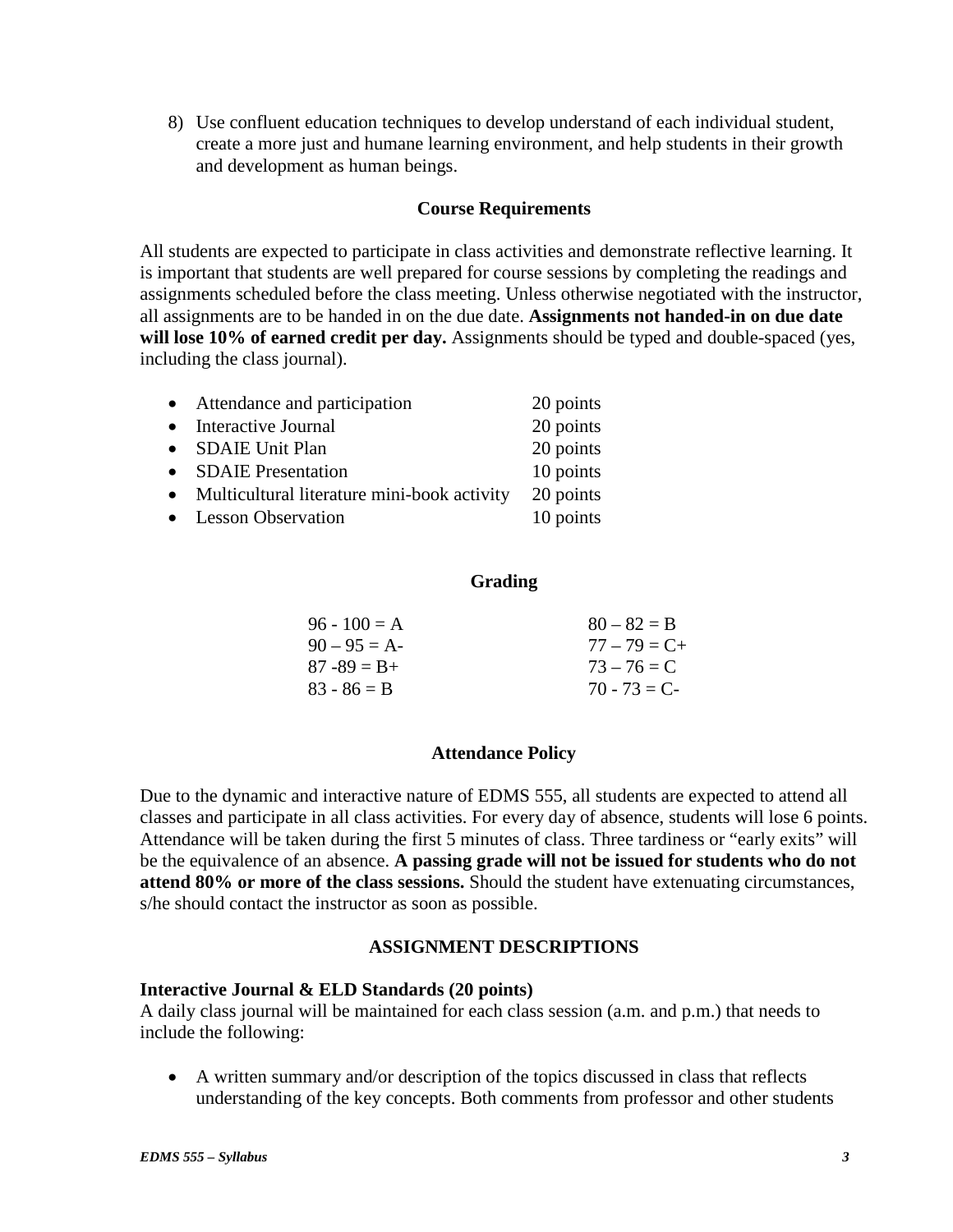8) Use confluent education techniques to develop understand of each individual student, create a more just and humane learning environment, and help students in their growth and development as human beings.

## Course Requirements

All students are expected to participate in class activities and demonstrate reflective learning. It is important that students are well prepared for course sessions by completing the readings and assignments scheduled before the class meeting. Unless otherwise negotiated with the instructor, all assignments are to be handed in on the due date. **Assignments not handed-in on due date will lose 10% of earned credit per day.** Assignments should be typed and double-spaced (yes, including the class journal).

- Attendance and participation 20 points
- Interactive Journal 20 points
- SDAIE Unit Plan 20 points
- SDAIE Presentation 10 points
- Multicultural literature mini-book activity 20 points
- Lesson Observation 10 points

## Grading

| | |
|---|---|
| 96 - 100 = A | 80 – 82 = B |
| 90 – 95 = A- | 77 – 79 = C+ |
| 87 -89 = B+ | 73 – 76 = C |
| 83 - 86 = B | 70 - 73 = C- |

## Attendance Policy

Due to the dynamic and interactive nature of EDMS 555, all students are expected to attend all classes and participate in all class activities. For every day of absence, students will lose 6 points. Attendance will be taken during the first 5 minutes of class. Three tardiness or "early exits" will be the equivalence of an absence. **A passing grade will not be issued for students who do not attend 80% or more of the class sessions.** Should the student have extenuating circumstances, s/he should contact the instructor as soon as possible.

## ASSIGNMENT DESCRIPTIONS

### Interactive Journal & ELD Standards (20 points)

A daily class journal will be maintained for each class session (a.m. and p.m.) that needs to include the following:

- A written summary and/or description of the topics discussed in class that reflects understanding of the key concepts. Both comments from professor and other students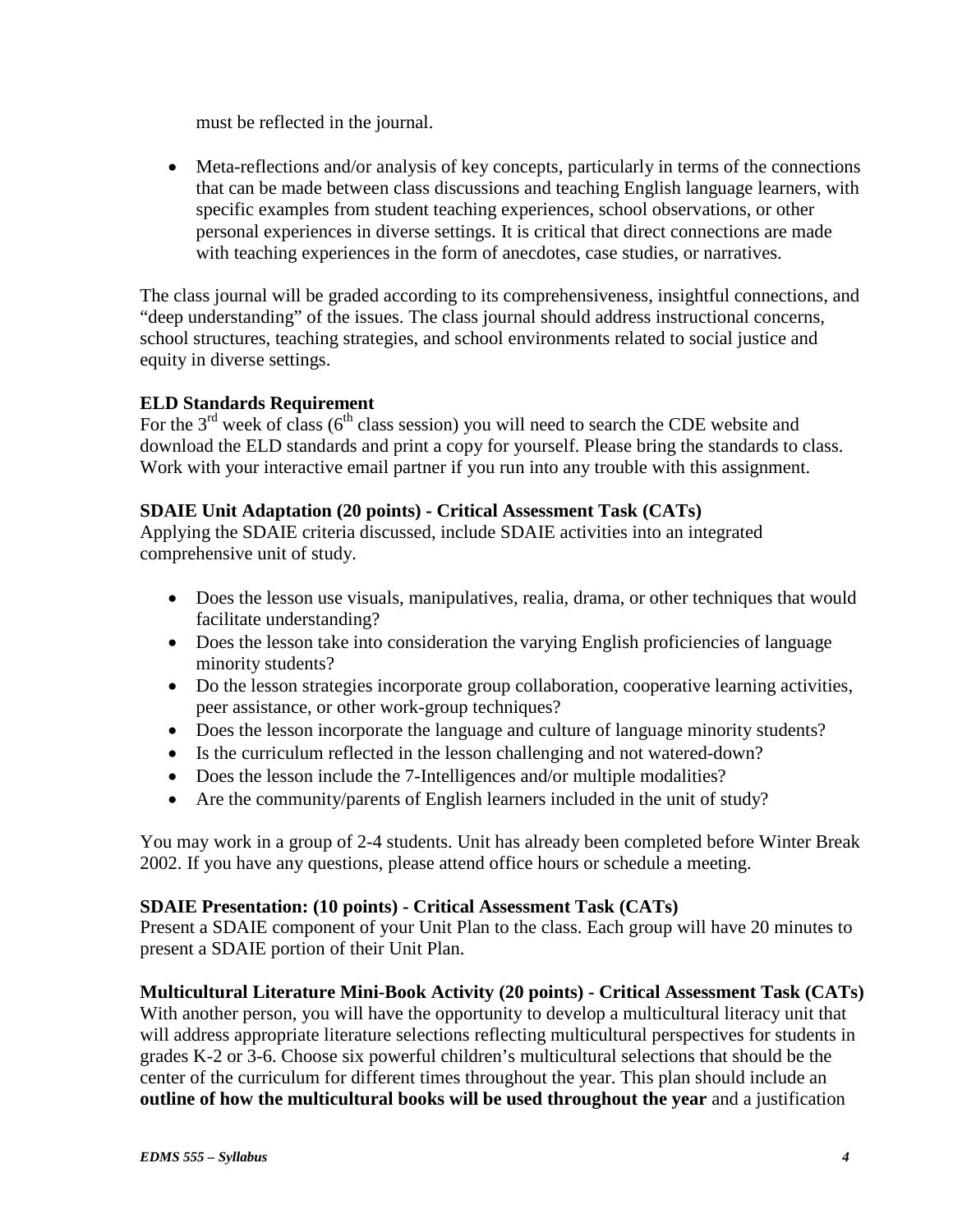must be reflected in the journal.

- Meta-reflections and/or analysis of key concepts, particularly in terms of the connections that can be made between class discussions and teaching English language learners, with specific examples from student teaching experiences, school observations, or other personal experiences in diverse settings. It is critical that direct connections are made with teaching experiences in the form of anecdotes, case studies, or narratives.

The class journal will be graded according to its comprehensiveness, insightful connections, and "deep understanding" of the issues. The class journal should address instructional concerns, school structures, teaching strategies, and school environments related to social justice and equity in diverse settings.

**ELD Standards Requirement**
For the 3rd week of class (6th class session) you will need to search the CDE website and download the ELD standards and print a copy for yourself. Please bring the standards to class. Work with your interactive email partner if you run into any trouble with this assignment.

**SDAIE Unit Adaptation (20 points) - Critical Assessment Task (CATs)**
Applying the SDAIE criteria discussed, include SDAIE activities into an integrated comprehensive unit of study.

- Does the lesson use visuals, manipulatives, realia, drama, or other techniques that would facilitate understanding?
- Does the lesson take into consideration the varying English proficiencies of language minority students?
- Do the lesson strategies incorporate group collaboration, cooperative learning activities, peer assistance, or other work-group techniques?
- Does the lesson incorporate the language and culture of language minority students?
- Is the curriculum reflected in the lesson challenging and not watered-down?
- Does the lesson include the 7-Intelligences and/or multiple modalities?
- Are the community/parents of English learners included in the unit of study?

You may work in a group of 2-4 students. Unit has already been completed before Winter Break 2002. If you have any questions, please attend office hours or schedule a meeting.

**SDAIE Presentation: (10 points) - Critical Assessment Task (CATs)**
Present a SDAIE component of your Unit Plan to the class. Each group will have 20 minutes to present a SDAIE portion of their Unit Plan.

**Multicultural Literature Mini-Book Activity (20 points) - Critical Assessment Task (CATs)**
With another person, you will have the opportunity to develop a multicultural literacy unit that will address appropriate literature selections reflecting multicultural perspectives for students in grades K-2 or 3-6. Choose six powerful children's multicultural selections that should be the center of the curriculum for different times throughout the year. This plan should include an **outline of how the multicultural books will be used throughout the year** and a justification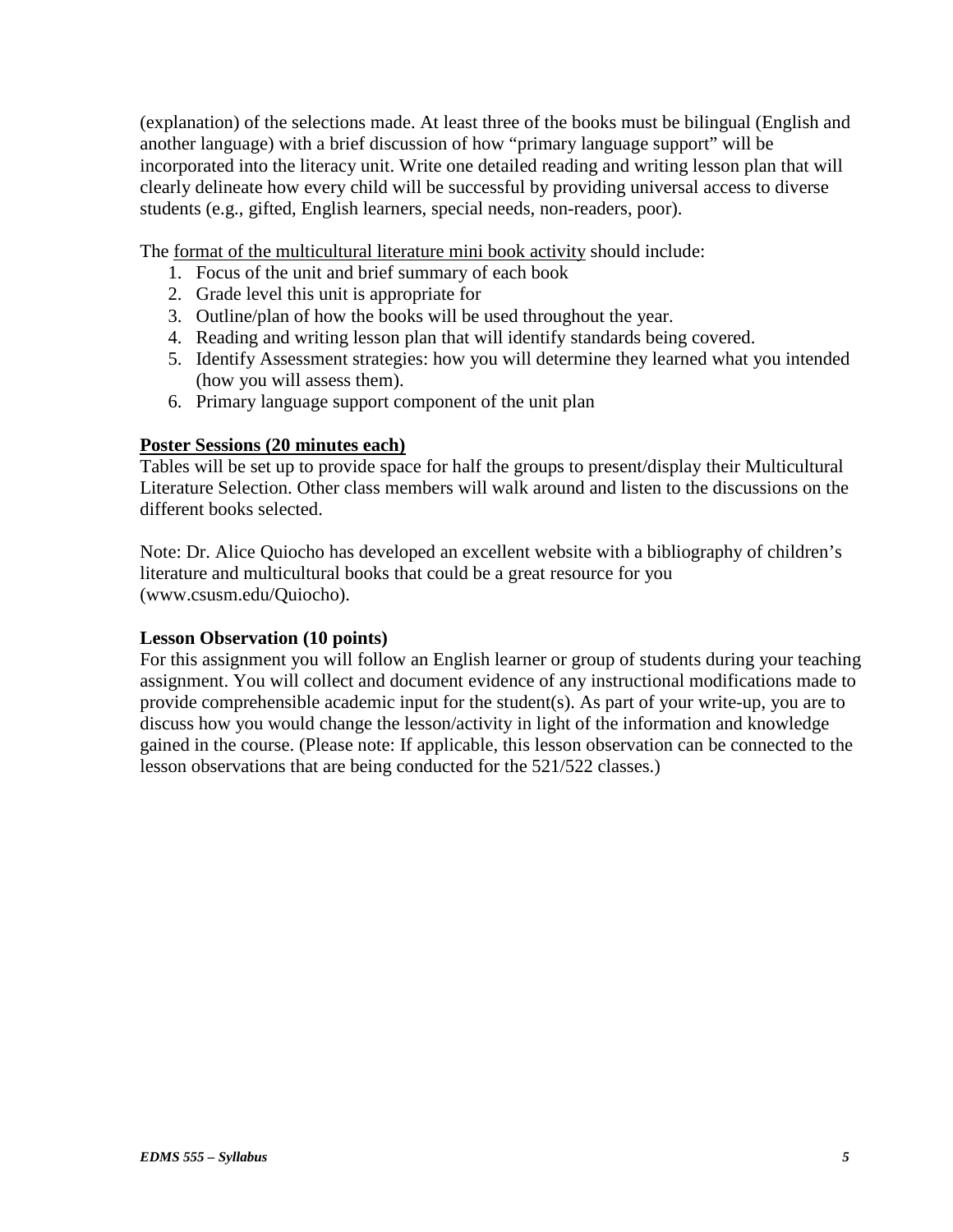(explanation) of the selections made. At least three of the books must be bilingual (English and another language) with a brief discussion of how "primary language support" will be incorporated into the literacy unit. Write one detailed reading and writing lesson plan that will clearly delineate how every child will be successful by providing universal access to diverse students (e.g., gifted, English learners, special needs, non-readers, poor).

The <u>format of the multicultural literature mini book activity</u> should include:

1. Focus of the unit and brief summary of each book
2. Grade level this unit is appropriate for
3. Outline/plan of how the books will be used throughout the year.
4. Reading and writing lesson plan that will identify standards being covered.
5. Identify Assessment strategies: how you will determine they learned what you intended (how you will assess them).
6. Primary language support component of the unit plan

**<u>Poster Sessions (20 minutes each)</u>**

Tables will be set up to provide space for half the groups to present/display their Multicultural Literature Selection. Other class members will walk around and listen to the discussions on the different books selected.

Note: Dr. Alice Quiocho has developed an excellent website with a bibliography of children's literature and multicultural books that could be a great resource for you (www.csusm.edu/Quiocho).

**Lesson Observation (10 points)**

For this assignment you will follow an English learner or group of students during your teaching assignment. You will collect and document evidence of any instructional modifications made to provide comprehensible academic input for the student(s). As part of your write-up, you are to discuss how you would change the lesson/activity in light of the information and knowledge gained in the course. (Please note: If applicable, this lesson observation can be connected to the lesson observations that are being conducted for the 521/522 classes.)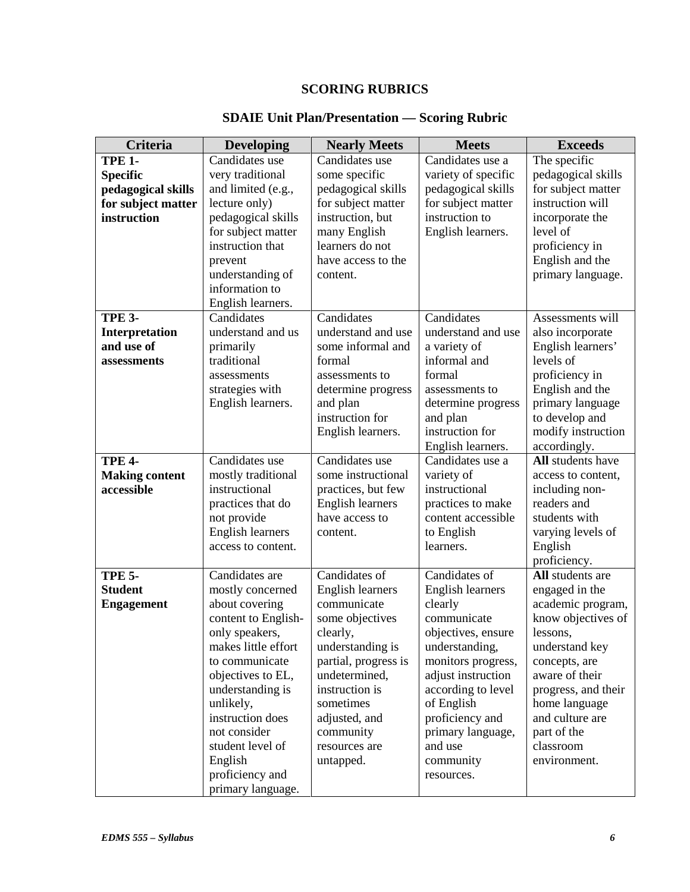## SCORING RUBRICS

### SDAIE Unit Plan/Presentation — Scoring Rubric

| Criteria | Developing | Nearly Meets | Meets | Exceeds |
|---|---|---|---|---|
| **TPE 1- Specific pedagogical skills for subject matter instruction** | Candidates use very traditional and limited (e.g., lecture only) pedagogical skills for subject matter instruction that prevent understanding of information to English learners. | Candidates use some specific pedagogical skills for subject matter instruction, but many English learners do not have access to the content. | Candidates use a variety of specific pedagogical skills for subject matter instruction to English learners. | The specific pedagogical skills for subject matter instruction will incorporate the level of proficiency in English and the primary language. |
| **TPE 3- Interpretation and use of assessments** | Candidates understand and us primarily traditional assessments strategies with English learners. | Candidates understand and use some informal and formal assessments to determine progress and plan instruction for English learners. | Candidates understand and use a variety of informal and formal assessments to determine progress and plan instruction for English learners. | Assessments will also incorporate English learners' levels of proficiency in English and the primary language to develop and modify instruction accordingly. |
| **TPE 4- Making content accessible** | Candidates use mostly traditional instructional practices that do not provide English learners access to content. | Candidates use some instructional practices, but few English learners have access to content. | Candidates use a variety of instructional practices to make content accessible to English learners. | **All** students have access to content, including non-readers and students with varying levels of English proficiency. |
| **TPE 5- Student Engagement** | Candidates are mostly concerned about covering content to English-only speakers, makes little effort to communicate objectives to EL, understanding is unlikely, instruction does not consider student level of English proficiency and primary language. | Candidates of English learners communicate some objectives clearly, understanding is partial, progress is undetermined, instruction is sometimes adjusted, and community resources are untapped. | Candidates of English learners clearly communicate objectives, ensure understanding, monitors progress, adjust instruction according to level of English proficiency and primary language, and use community resources. | **All** students are engaged in the academic program, know objectives of lessons, understand key concepts, are aware of their progress, and their home language and culture are part of the classroom environment. |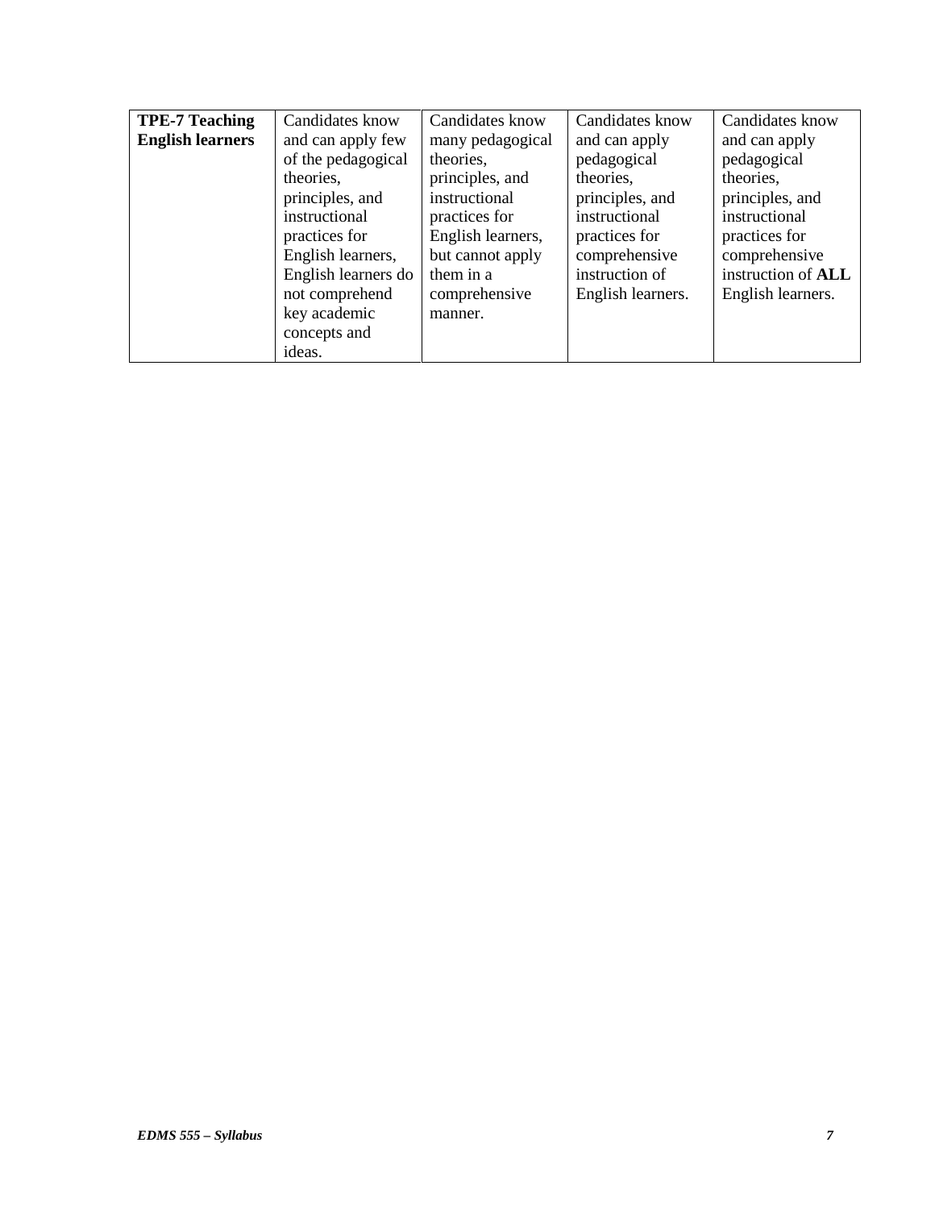| **TPE-7 Teaching English learners** | Candidates know and can apply few of the pedagogical theories, principles, and instructional practices for English learners, English learners do not comprehend key academic concepts and ideas. | Candidates know many pedagogical theories, principles, and instructional practices for English learners, but cannot apply them in a comprehensive manner. | Candidates know and can apply pedagogical theories, principles, and instructional practices for comprehensive instruction of English learners. | Candidates know and can apply pedagogical theories, principles, and instructional practices for comprehensive instruction of **ALL** English learners. |
|---|---|---|---|---|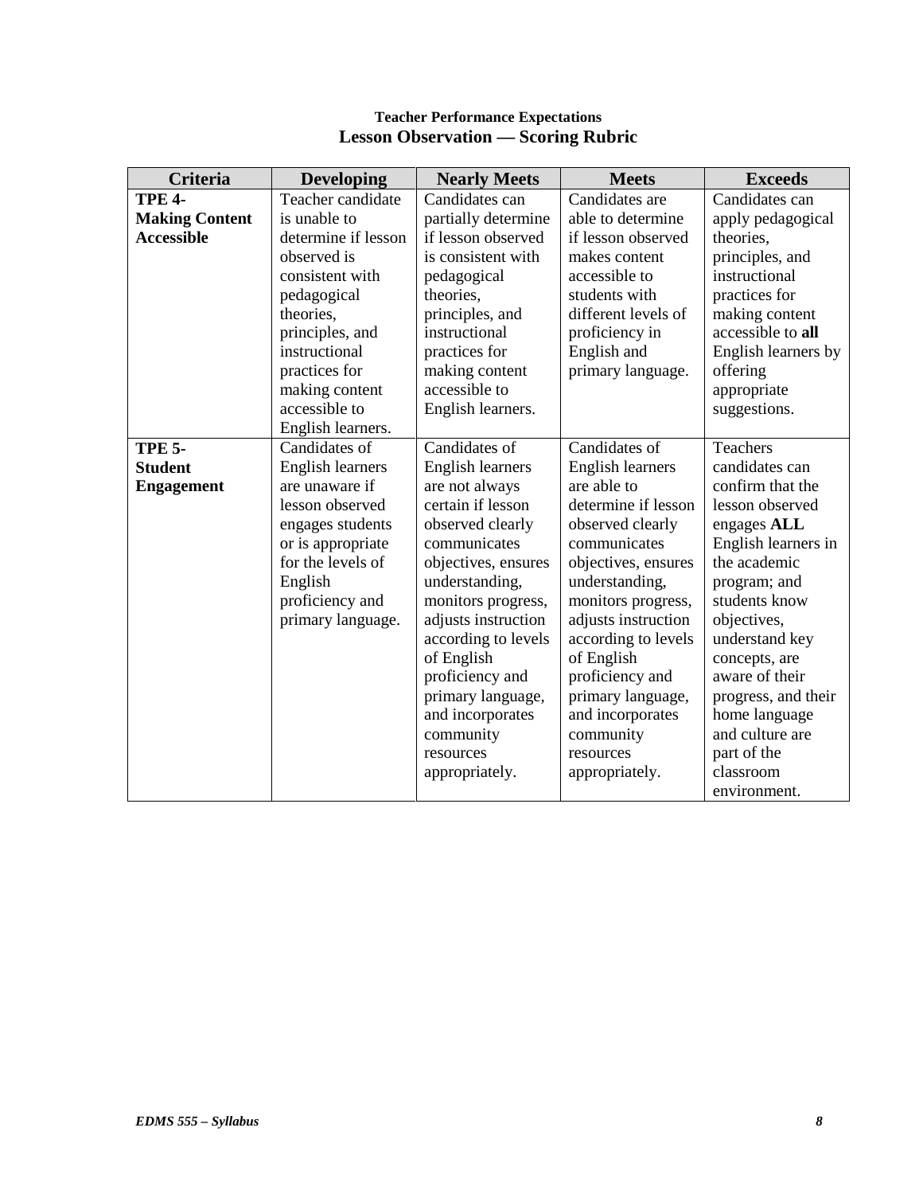**Teacher Performance Expectations**

## Lesson Observation — Scoring Rubric

| Criteria | Developing | Nearly Meets | Meets | Exceeds |
|---|---|---|---|---|
| **TPE 4- Making Content Accessible** | Teacher candidate is unable to determine if lesson observed is consistent with pedagogical theories, principles, and instructional practices for making content accessible to English learners. | Candidates can partially determine if lesson observed is consistent with pedagogical theories, principles, and instructional practices for making content accessible to English learners. | Candidates are able to determine if lesson observed makes content accessible to students with different levels of proficiency in English and primary language. | Candidates can apply pedagogical theories, principles, and instructional practices for making content accessible to **all** English learners by offering appropriate suggestions. |
| **TPE 5- Student Engagement** | Candidates of English learners are unaware if lesson observed engages students or is appropriate for the levels of English proficiency and primary language. | Candidates of English learners are not always certain if lesson observed clearly communicates objectives, ensures understanding, monitors progress, adjusts instruction according to levels of English proficiency and primary language, and incorporates community resources appropriately. | Candidates of English learners are able to determine if lesson observed clearly communicates objectives, ensures understanding, monitors progress, adjusts instruction according to levels of English proficiency and primary language, and incorporates community resources appropriately. | Teachers candidates can confirm that the lesson observed engages **ALL** English learners in the academic program; and students know objectives, understand key concepts, are aware of their progress, and their home language and culture are part of the classroom environment. |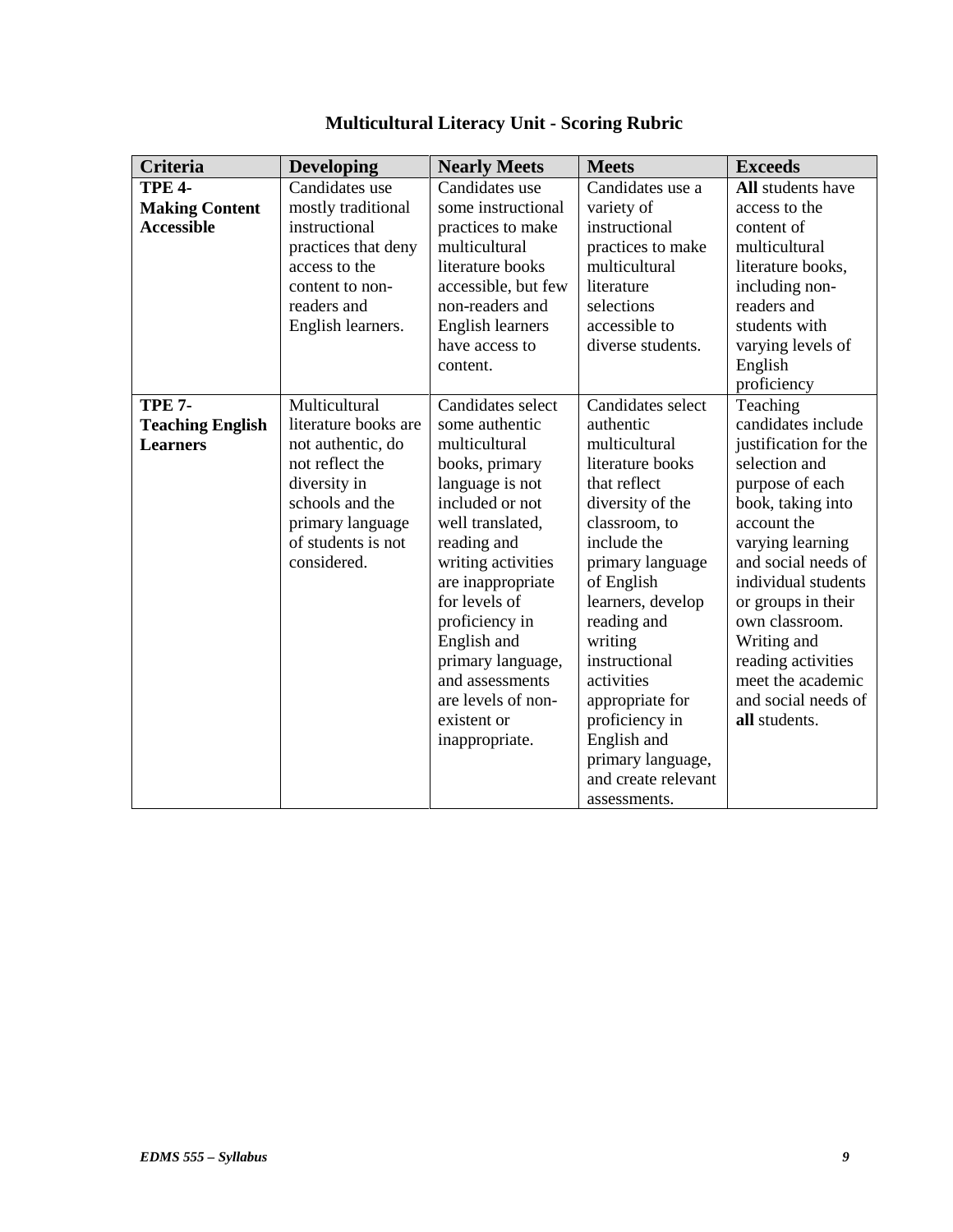## Multicultural Literacy Unit - Scoring Rubric

| Criteria | Developing | Nearly Meets | Meets | Exceeds |
|---|---|---|---|---|
| **TPE 4- Making Content Accessible** | Candidates use mostly traditional instructional practices that deny access to the content to non-readers and English learners. | Candidates use some instructional practices to make multicultural literature books accessible, but few non-readers and English learners have access to content. | Candidates use a variety of instructional practices to make multicultural literature selections accessible to diverse students. | **All** students have access to the content of multicultural literature books, including non-readers and students with varying levels of English proficiency |
| **TPE 7- Teaching English Learners** | Multicultural literature books are not authentic, do not reflect the diversity in schools and the primary language of students is not considered. | Candidates select some authentic multicultural books, primary language is not included or not well translated, reading and writing activities are inappropriate for levels of proficiency in English and primary language, and assessments are levels of non-existent or inappropriate. | Candidates select authentic multicultural literature books that reflect diversity of the classroom, to include the primary language of English learners, develop reading and writing instructional activities appropriate for proficiency in English and primary language, and create relevant assessments. | Teaching candidates include justification for the selection and purpose of each book, taking into account the varying learning and social needs of individual students or groups in their own classroom. Writing and reading activities meet the academic and social needs of **all** students. |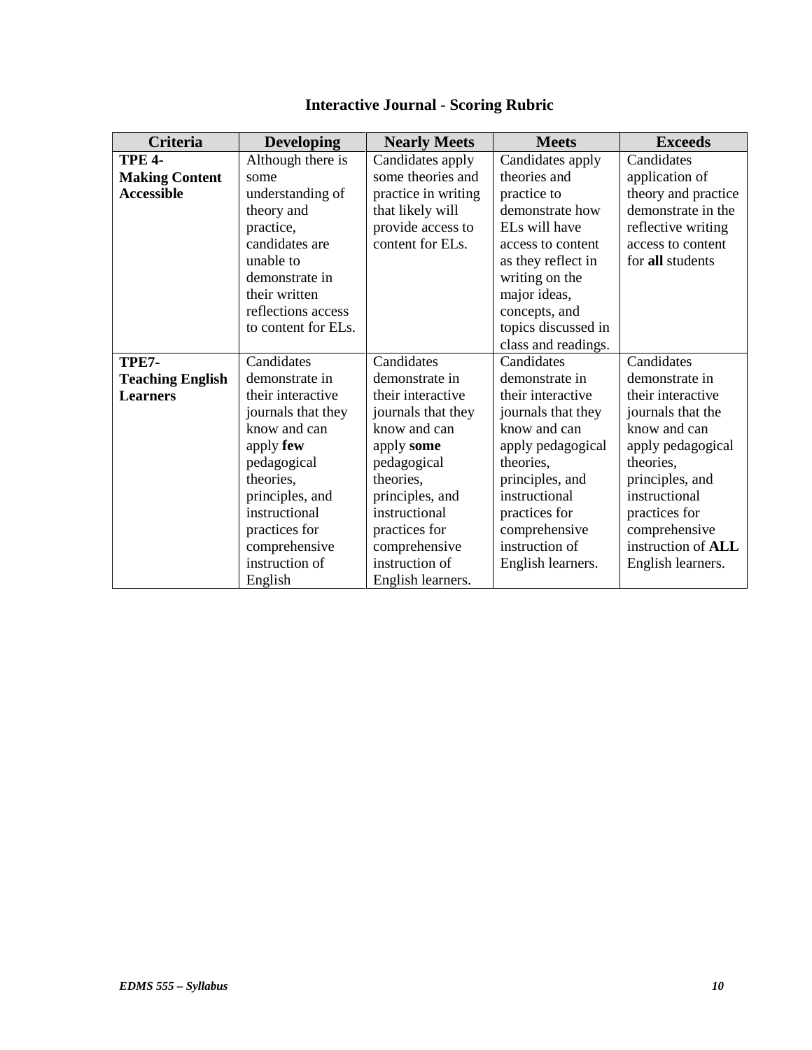# Interactive Journal - Scoring Rubric

| Criteria | Developing | Nearly Meets | Meets | Exceeds |
|---|---|---|---|---|
| **TPE 4- Making Content Accessible** | Although there is some understanding of theory and practice, candidates are unable to demonstrate in their written reflections access to content for ELs. | Candidates apply some theories and practice in writing that likely will provide access to content for ELs. | Candidates apply theories and practice to demonstrate how ELs will have access to content as they reflect in writing on the major ideas, concepts, and topics discussed in class and readings. | Candidates application of theory and practice demonstrate in the reflective writing access to content for **all** students |
| **TPE7- Teaching English Learners** | Candidates demonstrate in their interactive journals that they know and can apply **few** pedagogical theories, principles, and instructional practices for comprehensive instruction of English | Candidates demonstrate in their interactive journals that they know and can apply **some** pedagogical theories, principles, and instructional practices for comprehensive instruction of English learners. | Candidates demonstrate in their interactive journals that they know and can apply pedagogical theories, principles, and instructional practices for comprehensive instruction of English learners. | Candidates demonstrate in their interactive journals that the know and can apply pedagogical theories, principles, and instructional practices for comprehensive instruction of **ALL** English learners. |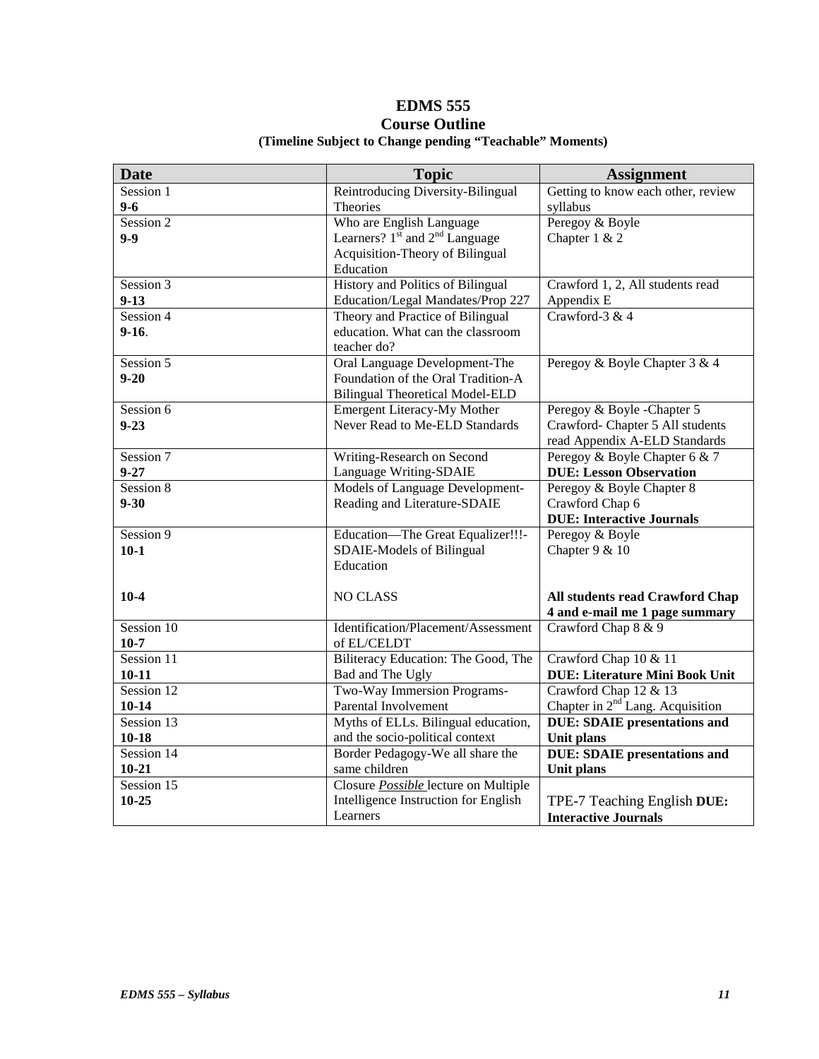# EDMS 555
## Course Outline
**(Timeline Subject to Change pending "Teachable" Moments)**

| Date | Topic | Assignment |
|---|---|---|
| Session 1 **9-6** | Reintroducing Diversity-Bilingual Theories | Getting to know each other, review syllabus |
| Session 2 **9-9** | Who are English Language Learners? 1st and 2nd Language Acquisition-Theory of Bilingual Education | Peregoy & Boyle Chapter 1 & 2 |
| Session 3 **9-13** | History and Politics of Bilingual Education/Legal Mandates/Prop 227 | Crawford 1, 2, All students read Appendix E |
| Session 4 **9-16**. | Theory and Practice of Bilingual education. What can the classroom teacher do? | Crawford-3 & 4 |
| Session 5 **9-20** | Oral Language Development-The Foundation of the Oral Tradition-A Bilingual Theoretical Model-ELD | Peregoy & Boyle Chapter 3 & 4 |
| Session 6 **9-23** | Emergent Literacy-My Mother Never Read to Me-ELD Standards | Peregoy & Boyle -Chapter 5 Crawford- Chapter 5 All students read Appendix A-ELD Standards |
| Session 7 **9-27** | Writing-Research on Second Language Writing-SDAIE | Peregoy & Boyle Chapter 6 & 7 **DUE: Lesson Observation** |
| Session 8 **9-30** | Models of Language Development-Reading and Literature-SDAIE | Peregoy & Boyle Chapter 8 Crawford Chap 6 **DUE: Interactive Journals** |
| Session 9 **10-1** | Education—The Great Equalizer!!!-SDAIE-Models of Bilingual Education | Peregoy & Boyle Chapter 9 & 10 |
| **10-4** | NO CLASS | **All students read Crawford Chap 4 and e-mail me 1 page summary** |
| Session 10 **10-7** | Identification/Placement/Assessment of EL/CELDT | Crawford Chap 8 & 9 |
| Session 11 **10-11** | Biliteracy Education: The Good, The Bad and The Ugly | Crawford Chap 10 & 11 **DUE: Literature Mini Book Unit** |
| Session 12 **10-14** | Two-Way Immersion Programs-Parental Involvement | Crawford Chap 12 & 13 Chapter in 2nd Lang. Acquisition |
| Session 13 **10-18** | Myths of ELLs. Bilingual education, and the socio-political context | **DUE: SDAIE presentations and Unit plans** |
| Session 14 **10-21** | Border Pedagogy-We all share the same children | **DUE: SDAIE presentations and Unit plans** |
| Session 15 **10-25** | Closure ***Possible*** lecture on Multiple Intelligence Instruction for English Learners | TPE-7 Teaching English **DUE: Interactive Journals** |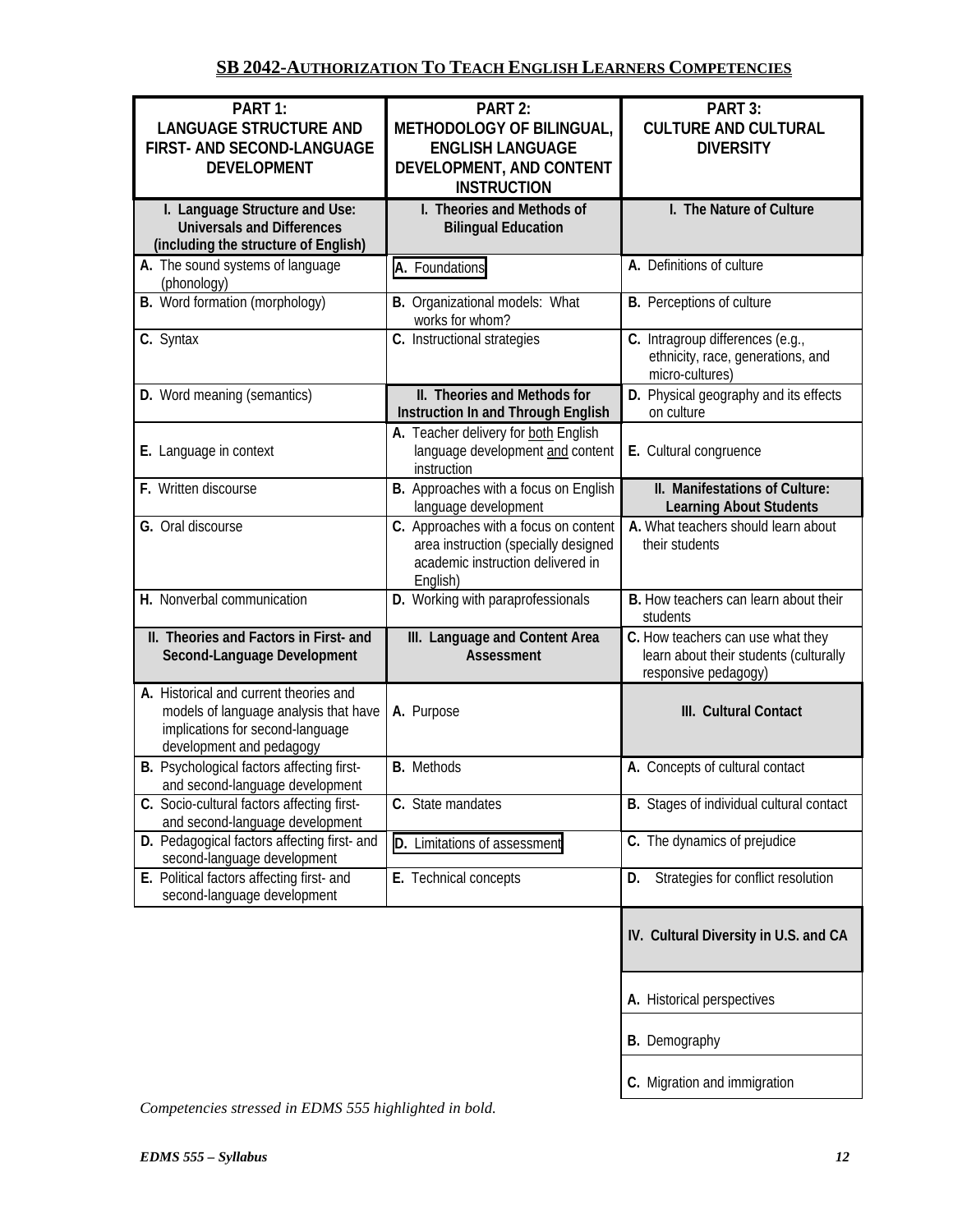## SB 2042-AUTHORIZATION TO TEACH ENGLISH LEARNERS COMPETENCIES

| PART 1: LANGUAGE STRUCTURE AND FIRST- AND SECOND-LANGUAGE DEVELOPMENT | PART 2: METHODOLOGY OF BILINGUAL, ENGLISH LANGUAGE DEVELOPMENT, AND CONTENT INSTRUCTION | PART 3: CULTURE AND CULTURAL DIVERSITY |
|---|---|---|
| **I. Language Structure and Use: Universals and Differences (including the structure of English)** | **I. Theories and Methods of Bilingual Education** | **I. The Nature of Culture** |
| **A.** The sound systems of language (phonology) | **A.** Foundations | **A.** Definitions of culture |
| **B.** Word formation (morphology) | **B.** Organizational models: What works for whom? | **B.** Perceptions of culture |
| **C.** Syntax | **C.** Instructional strategies | **C.** Intragroup differences (e.g., ethnicity, race, generations, and micro-cultures) |
| **D.** Word meaning (semantics) | **II. Theories and Methods for Instruction In and Through English** | **D.** Physical geography and its effects on culture |
| **E.** Language in context | **A.** Teacher delivery for both English language development and content instruction | **E.** Cultural congruence |
| **F.** Written discourse | **B.** Approaches with a focus on English language development | **II. Manifestations of Culture: Learning About Students** |
| **G.** Oral discourse | **C.** Approaches with a focus on content area instruction (specially designed academic instruction delivered in English) | **A.** What teachers should learn about their students |
| **H.** Nonverbal communication | **D.** Working with paraprofessionals | **B.** How teachers can learn about their students |
| **II. Theories and Factors in First- and Second-Language Development** | **III. Language and Content Area Assessment** | **C.** How teachers can use what they learn about their students (culturally responsive pedagogy) |
| **A.** Historical and current theories and models of language analysis that have implications for second-language development and pedagogy | **A.** Purpose | **III. Cultural Contact** |
| **B.** Psychological factors affecting first- and second-language development | **B.** Methods | **A.** Concepts of cultural contact |
| **C.** Socio-cultural factors affecting first- and second-language development | **C.** State mandates | **B.** Stages of individual cultural contact |
| **D.** Pedagogical factors affecting first- and second-language development | **D.** Limitations of assessment | **C.** The dynamics of prejudice |
| **E.** Political factors affecting first- and second-language development | **E.** Technical concepts | **D.** Strategies for conflict resolution |
| | | **IV. Cultural Diversity in U.S. and CA** |
| | | **A.** Historical perspectives |
| | | **B.** Demography |
| | | **C.** Migration and immigration |

*Competencies stressed in EDMS 555 highlighted in bold.*